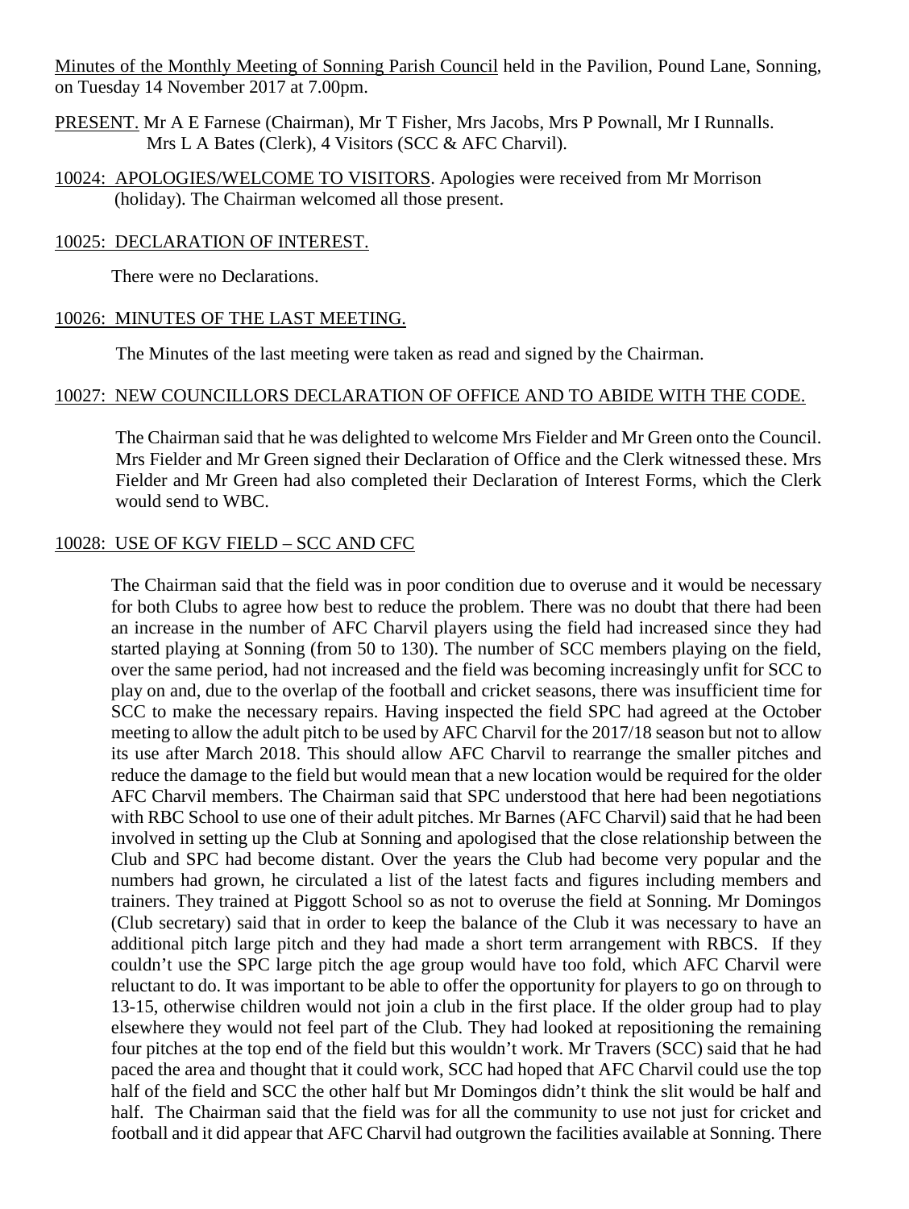Minutes of the Monthly Meeting of Sonning Parish Council held in the Pavilion, Pound Lane, Sonning, on Tuesday 14 November 2017 at 7.00pm.

PRESENT. Mr A E Farnese (Chairman), Mr T Fisher, Mrs Jacobs, Mrs P Pownall, Mr I Runnalls. Mrs L A Bates (Clerk), 4 Visitors (SCC & AFC Charvil).

10024: APOLOGIES/WELCOME TO VISITORS. Apologies were received from Mr Morrison (holiday). The Chairman welcomed all those present.

10025: DECLARATION OF INTEREST.

There were no Declarations.

10026: MINUTES OF THE LAST MEETING.

The Minutes of the last meeting were taken as read and signed by the Chairman.

10027: NEW COUNCILLORS DECLARATION OF OFFICE AND TO ABIDE WITH THE CODE.

The Chairman said that he was delighted to welcome Mrs Fielder and Mr Green onto the Council. Mrs Fielder and Mr Green signed their Declaration of Office and the Clerk witnessed these. Mrs Fielder and Mr Green had also completed their Declaration of Interest Forms, which the Clerk would send to WBC.

10028: USE OF KGV FIELD – SCC AND CFC

The Chairman said that the field was in poor condition due to overuse and it would be necessary for both Clubs to agree how best to reduce the problem. There was no doubt that there had been an increase in the number of AFC Charvil players using the field had increased since they had started playing at Sonning (from 50 to 130). The number of SCC members playing on the field, over the same period, had not increased and the field was becoming increasingly unfit for SCC to play on and, due to the overlap of the football and cricket seasons, there was insufficient time for SCC to make the necessary repairs. Having inspected the field SPC had agreed at the October meeting to allow the adult pitch to be used by AFC Charvil for the 2017/18 season but not to allow its use after March 2018. This should allow AFC Charvil to rearrange the smaller pitches and reduce the damage to the field but would mean that a new location would be required for the older AFC Charvil members. The Chairman said that SPC understood that here had been negotiations with RBC School to use one of their adult pitches. Mr Barnes (AFC Charvil) said that he had been involved in setting up the Club at Sonning and apologised that the close relationship between the Club and SPC had become distant. Over the years the Club had become very popular and the numbers had grown, he circulated a list of the latest facts and figures including members and trainers. They trained at Piggott School so as not to overuse the field at Sonning. Mr Domingos (Club secretary) said that in order to keep the balance of the Club it was necessary to have an additional pitch large pitch and they had made a short term arrangement with RBCS. If they couldn't use the SPC large pitch the age group would have too fold, which AFC Charvil were reluctant to do. It was important to be able to offer the opportunity for players to go on through to 13-15, otherwise children would not join a club in the first place. If the older group had to play elsewhere they would not feel part of the Club. They had looked at repositioning the remaining four pitches at the top end of the field but this wouldn't work. Mr Travers (SCC) said that he had paced the area and thought that it could work, SCC had hoped that AFC Charvil could use the top half of the field and SCC the other half but Mr Domingos didn't think the slit would be half and half. The Chairman said that the field was for all the community to use not just for cricket and football and it did appear that AFC Charvil had outgrown the facilities available at Sonning. There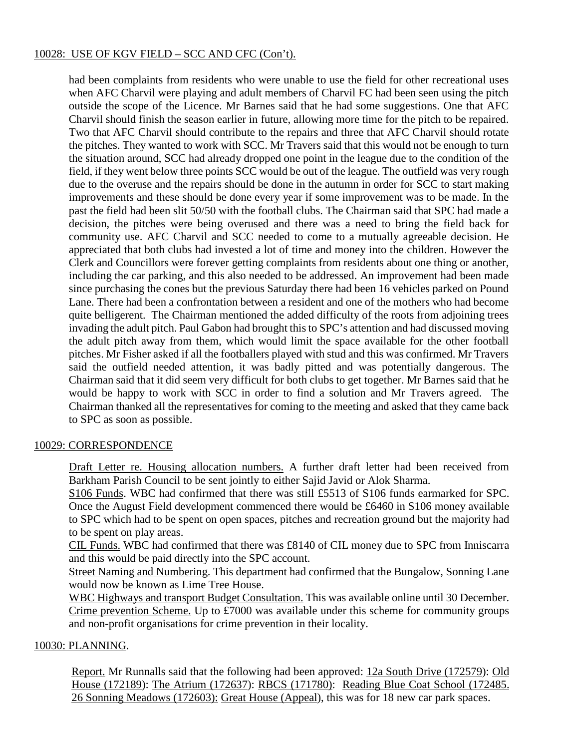## 10028: USE OF KGV FIELD – SCC AND CFC (Con't).

had been complaints from residents who were unable to use the field for other recreational uses when AFC Charvil were playing and adult members of Charvil FC had been seen using the pitch outside the scope of the Licence. Mr Barnes said that he had some suggestions. One that AFC Charvil should finish the season earlier in future, allowing more time for the pitch to be repaired. Two that AFC Charvil should contribute to the repairs and three that AFC Charvil should rotate the pitches. They wanted to work with SCC. Mr Travers said that this would not be enough to turn the situation around, SCC had already dropped one point in the league due to the condition of the field, if they went below three points SCC would be out of the league. The outfield was very rough due to the overuse and the repairs should be done in the autumn in order for SCC to start making improvements and these should be done every year if some improvement was to be made. In the past the field had been slit 50/50 with the football clubs. The Chairman said that SPC had made a decision, the pitches were being overused and there was a need to bring the field back for community use. AFC Charvil and SCC needed to come to a mutually agreeable decision. He appreciated that both clubs had invested a lot of time and money into the children. However the Clerk and Councillors were forever getting complaints from residents about one thing or another, including the car parking, and this also needed to be addressed. An improvement had been made since purchasing the cones but the previous Saturday there had been 16 vehicles parked on Pound Lane. There had been a confrontation between a resident and one of the mothers who had become quite belligerent. The Chairman mentioned the added difficulty of the roots from adjoining trees invading the adult pitch. Paul Gabon had brought this to SPC's attention and had discussed moving the adult pitch away from them, which would limit the space available for the other football pitches. Mr Fisher asked if all the footballers played with stud and this was confirmed. Mr Travers said the outfield needed attention, it was badly pitted and was potentially dangerous. The Chairman said that it did seem very difficult for both clubs to get together. Mr Barnes said that he would be happy to work with SCC in order to find a solution and Mr Travers agreed. The Chairman thanked all the representatives for coming to the meeting and asked that they came back to SPC as soon as possible.

## 10029: CORRESPONDENCE

Draft Letter re. Housing allocation numbers. A further draft letter had been received from Barkham Parish Council to be sent jointly to either Sajid Javid or Alok Sharma.
S106 Funds. WBC had confirmed that there was still £5513 of S106 funds earmarked for SPC. Once the August Field development commenced there would be £6460 in S106 money available to SPC which had to be spent on open spaces, pitches and recreation ground but the majority had to be spent on play areas.
CIL Funds. WBC had confirmed that there was £8140 of CIL money due to SPC from Inniscarra and this would be paid directly into the SPC account.
Street Naming and Numbering. This department had confirmed that the Bungalow, Sonning Lane would now be known as Lime Tree House.
WBC Highways and transport Budget Consultation. This was available online until 30 December.
Crime prevention Scheme. Up to £7000 was available under this scheme for community groups and non-profit organisations for crime prevention in their locality.

## 10030: PLANNING.

Report. Mr Runnalls said that the following had been approved: 12a South Drive (172579): Old House (172189): The Atrium (172637): RBCS (171780): Reading Blue Coat School (172485. 26 Sonning Meadows (172603): Great House (Appeal), this was for 18 new car park spaces.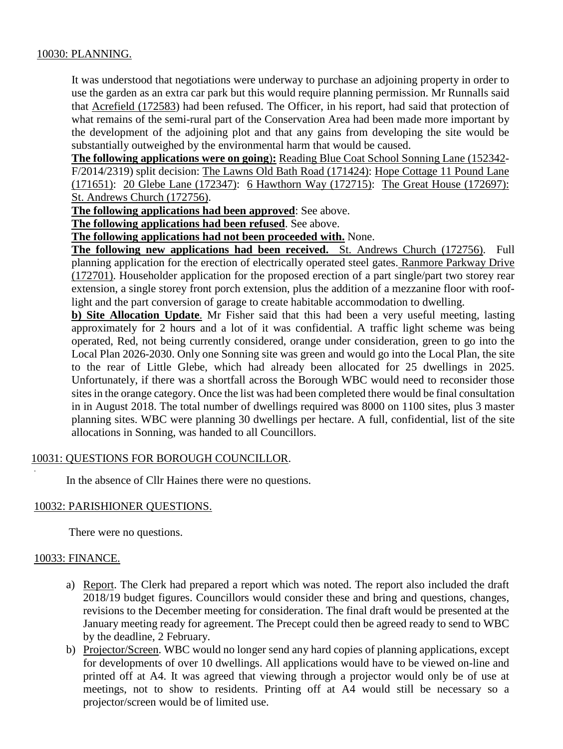10030: PLANNING.

It was understood that negotiations were underway to purchase an adjoining property in order to use the garden as an extra car park but this would require planning permission. Mr Runnalls said that Acrefield (172583) had been refused. The Officer, in his report, had said that protection of what remains of the semi-rural part of the Conservation Area had been made more important by the development of the adjoining plot and that any gains from developing the site would be substantially outweighed by the environmental harm that would be caused.

**The following applications were on going):** Reading Blue Coat School Sonning Lane (152342-F/2014/2319) split decision: The Lawns Old Bath Road (171424): Hope Cottage 11 Pound Lane (171651): 20 Glebe Lane (172347): 6 Hawthorn Way (172715): The Great House (172697): St. Andrews Church (172756).

**The following applications had been approved**: See above.

**The following applications had been refused**. See above.

**The following applications had not been proceeded with.** None.

**The following new applications had been received.** St. Andrews Church (172756). Full planning application for the erection of electrically operated steel gates. Ranmore Parkway Drive (172701). Householder application for the proposed erection of a part single/part two storey rear extension, a single storey front porch extension, plus the addition of a mezzanine floor with roof-light and the part conversion of garage to create habitable accommodation to dwelling.

**b) Site Allocation Update**. Mr Fisher said that this had been a very useful meeting, lasting approximately for 2 hours and a lot of it was confidential. A traffic light scheme was being operated, Red, not being currently considered, orange under consideration, green to go into the Local Plan 2026-2030. Only one Sonning site was green and would go into the Local Plan, the site to the rear of Little Glebe, which had already been allocated for 25 dwellings in 2025. Unfortunately, if there was a shortfall across the Borough WBC would need to reconsider those sites in the orange category. Once the list was had been completed there would be final consultation in in August 2018. The total number of dwellings required was 8000 on 1100 sites, plus 3 master planning sites. WBC were planning 30 dwellings per hectare. A full, confidential, list of the site allocations in Sonning, was handed to all Councillors.

10031: QUESTIONS FOR BOROUGH COUNCILLOR.

In the absence of Cllr Haines there were no questions.

10032: PARISHIONER QUESTIONS.

There were no questions.

10033: FINANCE.

a) Report. The Clerk had prepared a report which was noted. The report also included the draft 2018/19 budget figures. Councillors would consider these and bring and questions, changes, revisions to the December meeting for consideration. The final draft would be presented at the January meeting ready for agreement. The Precept could then be agreed ready to send to WBC by the deadline, 2 February.
b) Projector/Screen. WBC would no longer send any hard copies of planning applications, except for developments of over 10 dwellings. All applications would have to be viewed on-line and printed off at A4. It was agreed that viewing through a projector would only be of use at meetings, not to show to residents. Printing off at A4 would still be necessary so a projector/screen would be of limited use.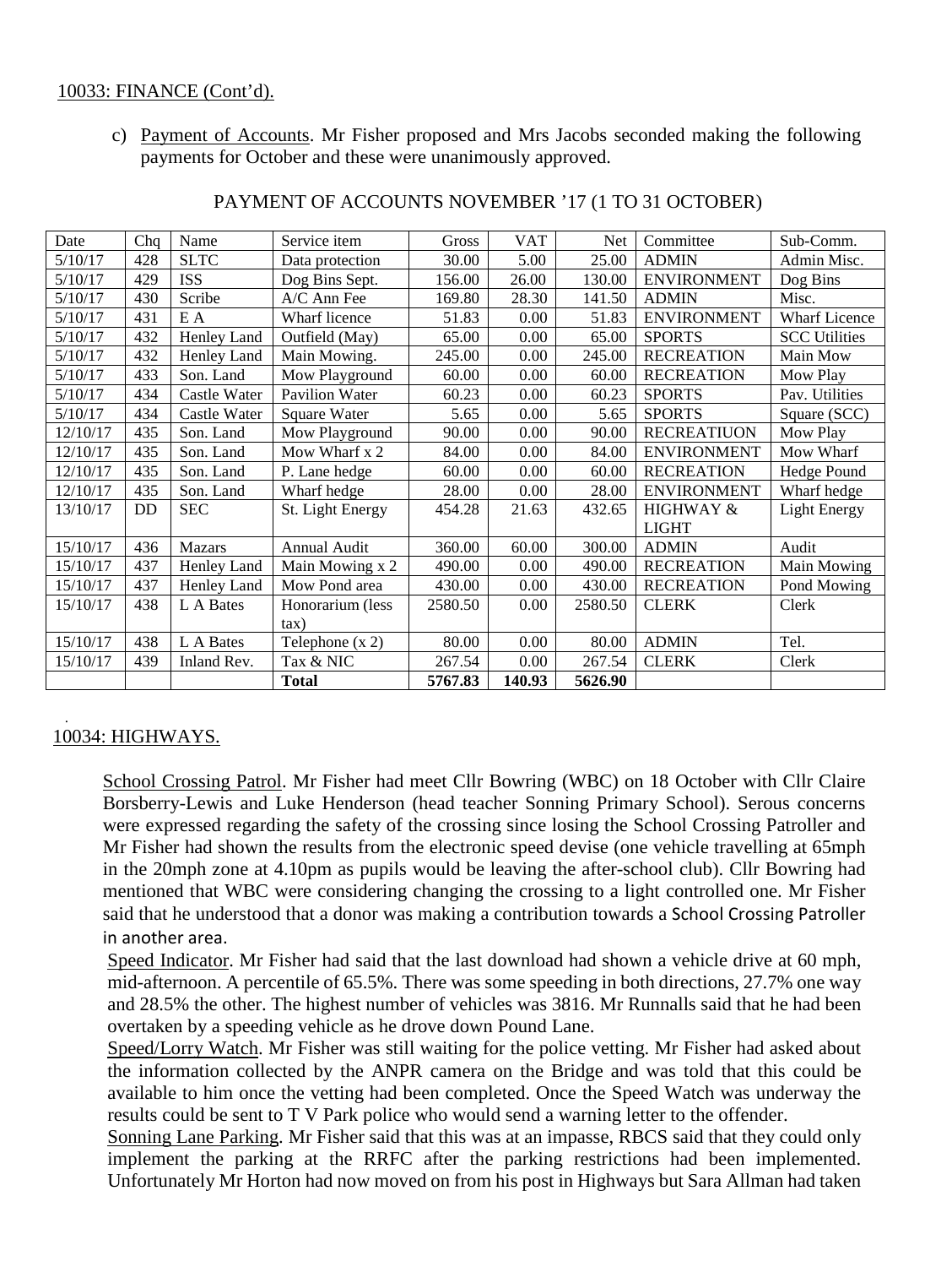10033: FINANCE (Cont'd).

c) Payment of Accounts. Mr Fisher proposed and Mrs Jacobs seconded making the following payments for October and these were unanimously approved.

PAYMENT OF ACCOUNTS NOVEMBER '17 (1 TO 31 OCTOBER)

| Date | Chq | Name | Service item | Gross | VAT | Net | Committee | Sub-Comm. |
|---|---|---|---|---|---|---|---|---|
| 5/10/17 | 428 | SLTC | Data protection | 30.00 | 5.00 | 25.00 | ADMIN | Admin Misc. |
| 5/10/17 | 429 | ISS | Dog Bins Sept. | 156.00 | 26.00 | 130.00 | ENVIRONMENT | Dog Bins |
| 5/10/17 | 430 | Scribe | A/C Ann Fee | 169.80 | 28.30 | 141.50 | ADMIN | Misc. |
| 5/10/17 | 431 | E A | Wharf licence | 51.83 | 0.00 | 51.83 | ENVIRONMENT | Wharf Licence |
| 5/10/17 | 432 | Henley Land | Outfield (May) | 65.00 | 0.00 | 65.00 | SPORTS | SCC Utilities |
| 5/10/17 | 432 | Henley Land | Main Mowing. | 245.00 | 0.00 | 245.00 | RECREATION | Main Mow |
| 5/10/17 | 433 | Son. Land | Mow Playground | 60.00 | 0.00 | 60.00 | RECREATION | Mow Play |
| 5/10/17 | 434 | Castle Water | Pavilion Water | 60.23 | 0.00 | 60.23 | SPORTS | Pav. Utilities |
| 5/10/17 | 434 | Castle Water | Square Water | 5.65 | 0.00 | 5.65 | SPORTS | Square (SCC) |
| 12/10/17 | 435 | Son. Land | Mow Playground | 90.00 | 0.00 | 90.00 | RECREATIUON | Mow Play |
| 12/10/17 | 435 | Son. Land | Mow Wharf x 2 | 84.00 | 0.00 | 84.00 | ENVIRONMENT | Mow Wharf |
| 12/10/17 | 435 | Son. Land | P. Lane hedge | 60.00 | 0.00 | 60.00 | RECREATION | Hedge Pound |
| 12/10/17 | 435 | Son. Land | Wharf hedge | 28.00 | 0.00 | 28.00 | ENVIRONMENT | Wharf hedge |
| 13/10/17 | DD | SEC | St. Light Energy | 454.28 | 21.63 | 432.65 | HIGHWAY & LIGHT | Light Energy |
| 15/10/17 | 436 | Mazars | Annual Audit | 360.00 | 60.00 | 300.00 | ADMIN | Audit |
| 15/10/17 | 437 | Henley Land | Main Mowing x 2 | 490.00 | 0.00 | 490.00 | RECREATION | Main Mowing |
| 15/10/17 | 437 | Henley Land | Mow Pond area | 430.00 | 0.00 | 430.00 | RECREATION | Pond Mowing |
| 15/10/17 | 438 | L A Bates | Honorarium (less tax) | 2580.50 | 0.00 | 2580.50 | CLERK | Clerk |
| 15/10/17 | 438 | L A Bates | Telephone (x 2) | 80.00 | 0.00 | 80.00 | ADMIN | Tel. |
| 15/10/17 | 439 | Inland Rev. | Tax & NIC | 267.54 | 0.00 | 267.54 | CLERK | Clerk |
| | | | **Total** | **5767.83** | **140.93** | **5626.90** | | |

10034: HIGHWAYS.

School Crossing Patrol. Mr Fisher had meet Cllr Bowring (WBC) on 18 October with Cllr Claire Borsberry-Lewis and Luke Henderson (head teacher Sonning Primary School). Serous concerns were expressed regarding the safety of the crossing since losing the School Crossing Patroller and Mr Fisher had shown the results from the electronic speed devise (one vehicle travelling at 65mph in the 20mph zone at 4.10pm as pupils would be leaving the after-school club). Cllr Bowring had mentioned that WBC were considering changing the crossing to a light controlled one. Mr Fisher said that he understood that a donor was making a contribution towards a School Crossing Patroller in another area.

Speed Indicator. Mr Fisher had said that the last download had shown a vehicle drive at 60 mph, mid-afternoon. A percentile of 65.5%. There was some speeding in both directions, 27.7% one way and 28.5% the other. The highest number of vehicles was 3816. Mr Runnalls said that he had been overtaken by a speeding vehicle as he drove down Pound Lane.

Speed/Lorry Watch. Mr Fisher was still waiting for the police vetting. Mr Fisher had asked about the information collected by the ANPR camera on the Bridge and was told that this could be available to him once the vetting had been completed. Once the Speed Watch was underway the results could be sent to T V Park police who would send a warning letter to the offender.

Sonning Lane Parking. Mr Fisher said that this was at an impasse, RBCS said that they could only implement the parking at the RRFC after the parking restrictions had been implemented. Unfortunately Mr Horton had now moved on from his post in Highways but Sara Allman had taken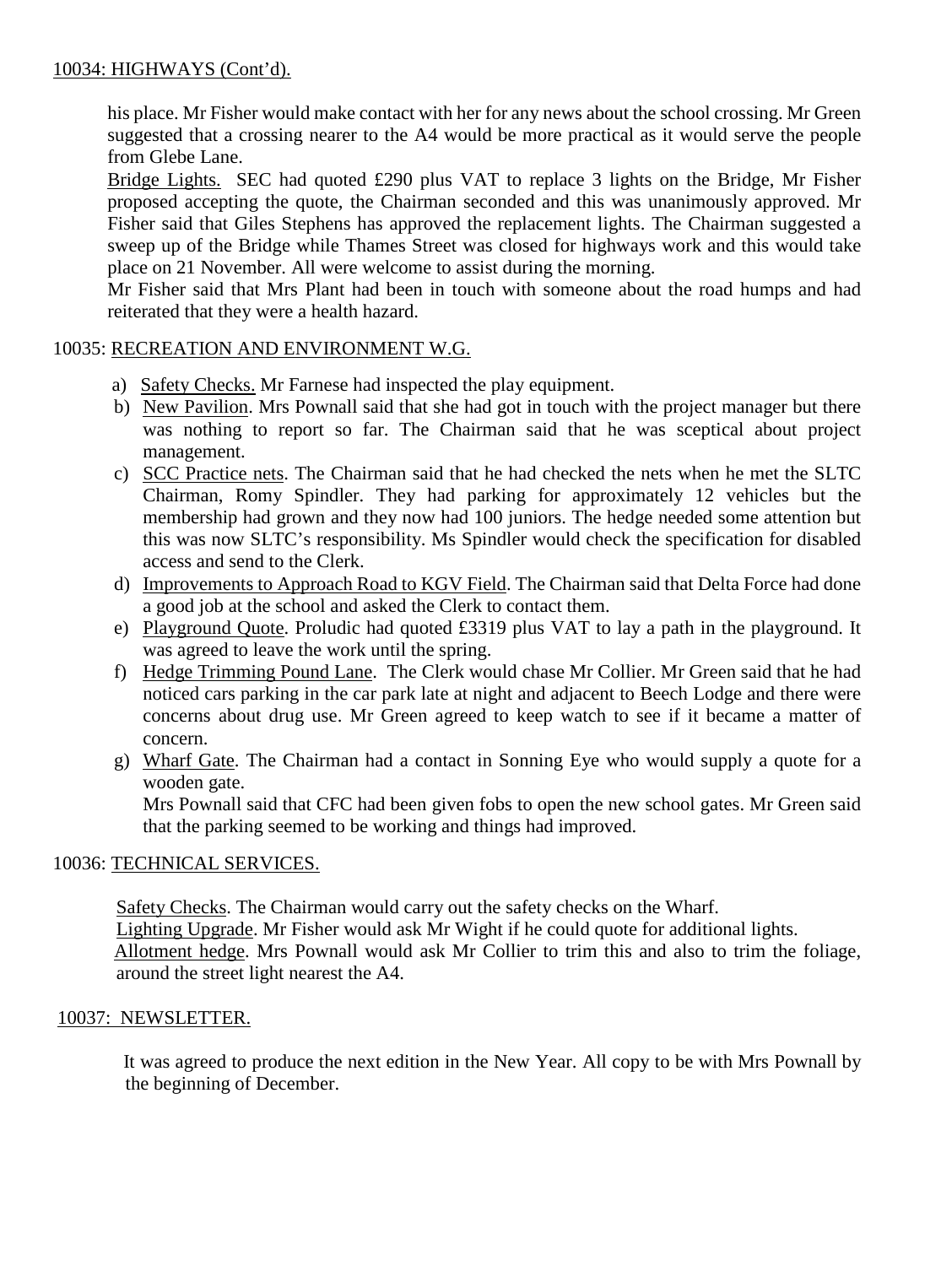10034: HIGHWAYS (Cont'd).

his place. Mr Fisher would make contact with her for any news about the school crossing. Mr Green suggested that a crossing nearer to the A4 would be more practical as it would serve the people from Glebe Lane.

Bridge Lights. SEC had quoted £290 plus VAT to replace 3 lights on the Bridge, Mr Fisher proposed accepting the quote, the Chairman seconded and this was unanimously approved. Mr Fisher said that Giles Stephens has approved the replacement lights. The Chairman suggested a sweep up of the Bridge while Thames Street was closed for highways work and this would take place on 21 November. All were welcome to assist during the morning.

Mr Fisher said that Mrs Plant had been in touch with someone about the road humps and had reiterated that they were a health hazard.

10035: RECREATION AND ENVIRONMENT W.G.

a) Safety Checks. Mr Farnese had inspected the play equipment.
b) New Pavilion. Mrs Pownall said that she had got in touch with the project manager but there was nothing to report so far. The Chairman said that he was sceptical about project management.
c) SCC Practice nets. The Chairman said that he had checked the nets when he met the SLTC Chairman, Romy Spindler. They had parking for approximately 12 vehicles but the membership had grown and they now had 100 juniors. The hedge needed some attention but this was now SLTC's responsibility. Ms Spindler would check the specification for disabled access and send to the Clerk.
d) Improvements to Approach Road to KGV Field. The Chairman said that Delta Force had done a good job at the school and asked the Clerk to contact them.
e) Playground Quote. Proludic had quoted £3319 plus VAT to lay a path in the playground. It was agreed to leave the work until the spring.
f) Hedge Trimming Pound Lane. The Clerk would chase Mr Collier. Mr Green said that he had noticed cars parking in the car park late at night and adjacent to Beech Lodge and there were concerns about drug use. Mr Green agreed to keep watch to see if it became a matter of concern.
g) Wharf Gate. The Chairman had a contact in Sonning Eye who would supply a quote for a wooden gate.
   Mrs Pownall said that CFC had been given fobs to open the new school gates. Mr Green said that the parking seemed to be working and things had improved.

10036: TECHNICAL SERVICES.

Safety Checks. The Chairman would carry out the safety checks on the Wharf.
Lighting Upgrade. Mr Fisher would ask Mr Wight if he could quote for additional lights.
Allotment hedge. Mrs Pownall would ask Mr Collier to trim this and also to trim the foliage, around the street light nearest the A4.

10037: NEWSLETTER.

It was agreed to produce the next edition in the New Year. All copy to be with Mrs Pownall by the beginning of December.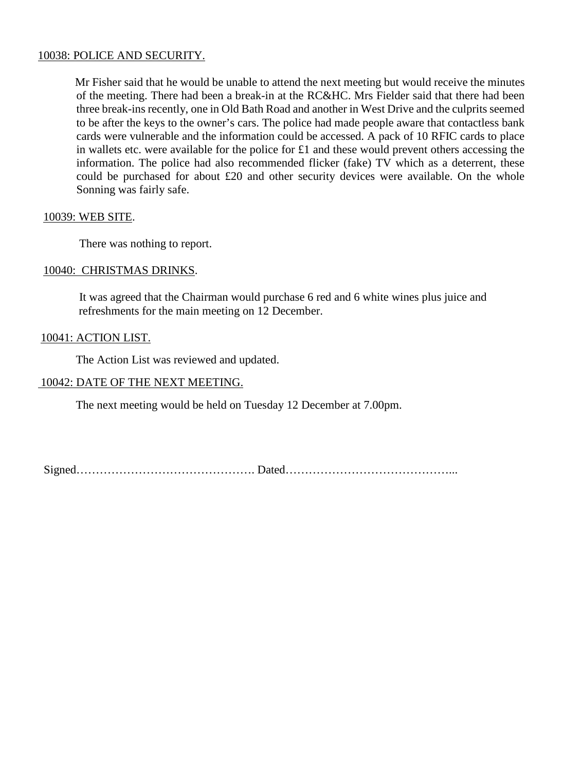10038: POLICE AND SECURITY.

Mr Fisher said that he would be unable to attend the next meeting but would receive the minutes of the meeting. There had been a break-in at the RC&HC. Mrs Fielder said that there had been three break-ins recently, one in Old Bath Road and another in West Drive and the culprits seemed to be after the keys to the owner's cars. The police had made people aware that contactless bank cards were vulnerable and the information could be accessed. A pack of 10 RFIC cards to place in wallets etc. were available for the police for £1 and these would prevent others accessing the information. The police had also recommended flicker (fake) TV which as a deterrent, these could be purchased for about £20 and other security devices were available. On the whole Sonning was fairly safe.

10039: WEB SITE.

There was nothing to report.

10040: CHRISTMAS DRINKS.

It was agreed that the Chairman would purchase 6 red and 6 white wines plus juice and refreshments for the main meeting on 12 December.

10041: ACTION LIST.

The Action List was reviewed and updated.

10042: DATE OF THE NEXT MEETING.

The next meeting would be held on Tuesday 12 December at 7.00pm.

Signed………………………………………. Dated……………………………………...